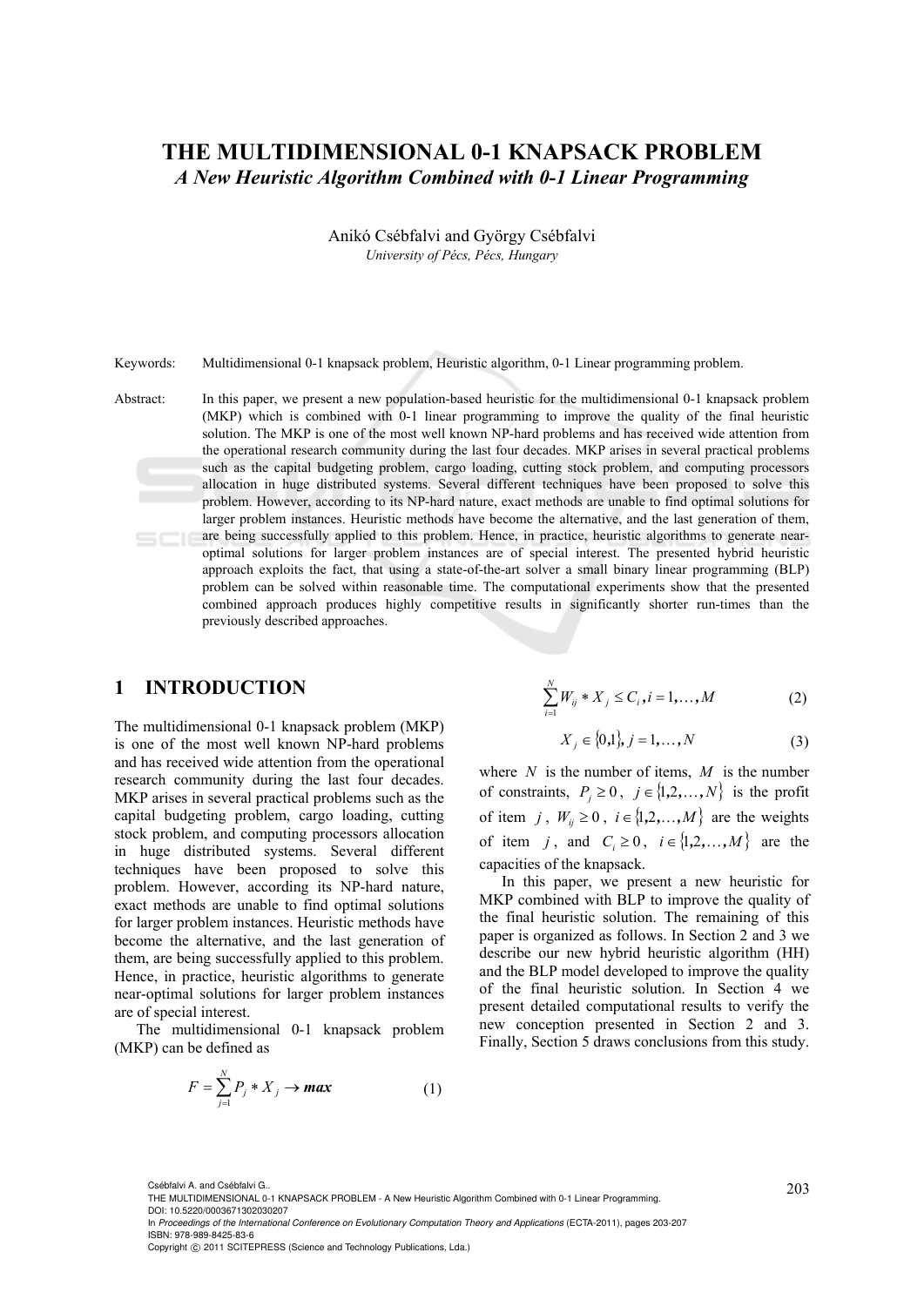# THE MULTIDIMENSIONAL 0-1 KNAPSACK PROBLEM

## *A New Heuristic Algorithm Combined with 0-1 Linear Programming*

Anikó Csébfalvi and György Csébfalvi

*University of Pécs, Pécs, Hungary*

Keywords: Multidimensional 0-1 knapsack problem, Heuristic algorithm, 0-1 Linear programming problem.

Abstract: In this paper, we present a new population-based heuristic for the multidimensional 0-1 knapsack problem (MKP) which is combined with 0-1 linear programming to improve the quality of the final heuristic solution. The MKP is one of the most well known NP-hard problems and has received wide attention from the operational research community during the last four decades. MKP arises in several practical problems such as the capital budgeting problem, cargo loading, cutting stock problem, and computing processors allocation in huge distributed systems. Several different techniques have been proposed to solve this problem. However, according to its NP-hard nature, exact methods are unable to find optimal solutions for larger problem instances. Heuristic methods have become the alternative, and the last generation of them, are being successfully applied to this problem. Hence, in practice, heuristic algorithms to generate near-optimal solutions for larger problem instances are of special interest. The presented hybrid heuristic approach exploits the fact, that using a state-of-the-art solver a small binary linear programming (BLP) problem can be solved within reasonable time. The computational experiments show that the presented combined approach produces highly competitive results in significantly shorter run-times than the previously described approaches.

## 1 INTRODUCTION

The multidimensional 0-1 knapsack problem (MKP) is one of the most well known NP-hard problems and has received wide attention from the operational research community during the last four decades. MKP arises in several practical problems such as the capital budgeting problem, cargo loading, cutting stock problem, and computing processors allocation in huge distributed systems. Several different techniques have been proposed to solve this problem. However, according its NP-hard nature, exact methods are unable to find optimal solutions for larger problem instances. Heuristic methods have become the alternative, and the last generation of them, are being successfully applied to this problem. Hence, in practice, heuristic algorithms to generate near-optimal solutions for larger problem instances are of special interest.

The multidimensional 0-1 knapsack problem (MKP) can be defined as

$$F = \sum_{j=1}^{N} P_j * X_j \rightarrow \boldsymbol{max} \tag{1}$$

$$\sum_{i=1}^{N} W_{ij} * X_j \leq C_i, i = 1, \ldots, M \tag{2}$$

$$X_j \in \{0,1\}, j = 1, \ldots, N \tag{3}$$

where $N$ is the number of items, $M$ is the number of constraints, $P_j \geq 0$, $j \in \{1,2,\ldots,N\}$ is the profit of item $j$, $W_{ij} \geq 0$, $i \in \{1,2,\ldots,M\}$ are the weights of item $j$, and $C_i \geq 0$, $i \in \{1,2,\ldots,M\}$ are the capacities of the knapsack.

In this paper, we present a new heuristic for MKP combined with BLP to improve the quality of the final heuristic solution. The remaining of this paper is organized as follows. In Section 2 and 3 we describe our new hybrid heuristic algorithm (HH) and the BLP model developed to improve the quality of the final heuristic solution. In Section 4 we present detailed computational results to verify the new conception presented in Section 2 and 3. Finally, Section 5 draws conclusions from this study.

Csébfalvi A. and Csébfalvi G..
THE MULTIDIMENSIONAL 0-1 KNAPSACK PROBLEM - A New Heuristic Algorithm Combined with 0-1 Linear Programming.
DOI: 10.5220/0003671302030207
In *Proceedings of the International Conference on Evolutionary Computation Theory and Applications* (ECTA-2011), pages 203-207
ISBN: 978-989-8425-83-6
Copyright © 2011 SCITEPRESS (Science and Technology Publications, Lda.)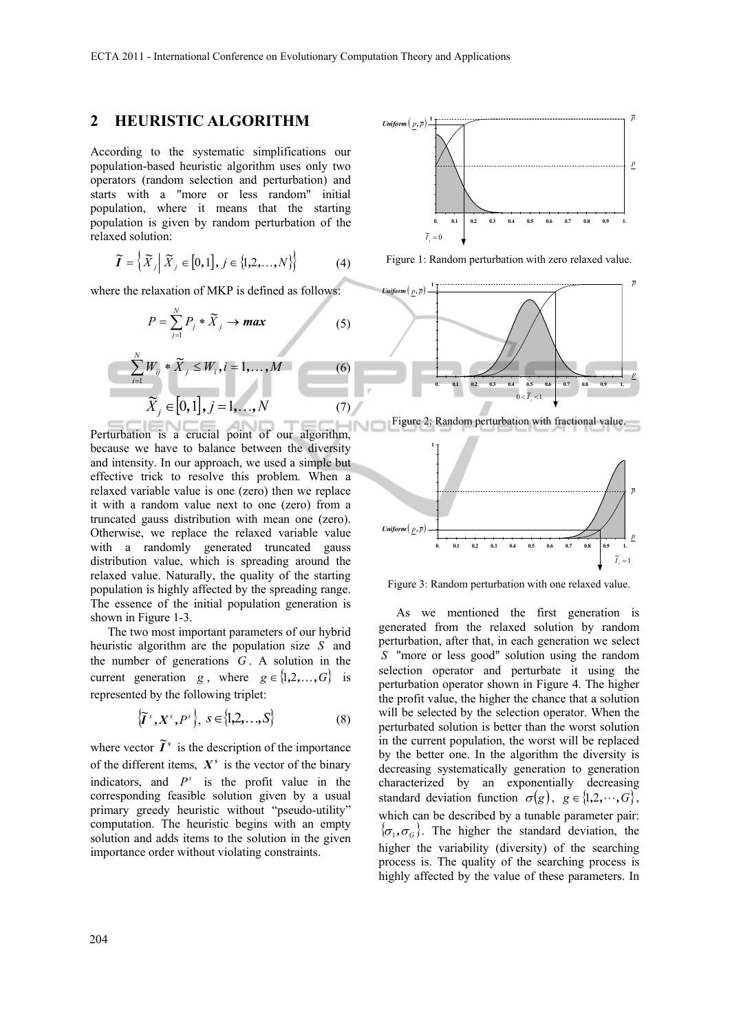## 2 HEURISTIC ALGORITHM

According to the systematic simplifications our population-based heuristic algorithm uses only two operators (random selection and perturbation) and starts with a "more or less random" initial population, where it means that the starting population is given by random perturbation of the relaxed solution:

$$\widetilde{\boldsymbol{I}} = \left\{ \widetilde{X}_j \,\middle|\, \widetilde{X}_j \in [0,1],\ j \in \{1,2,\ldots,N\} \right\} \tag{4}$$

where the relaxation of MKP is defined as follows:

$$P = \sum_{j=1}^{N} P_j * \widetilde{X}_j \rightarrow \boldsymbol{max} \tag{5}$$

$$\sum_{i=1}^{N} W_{ij} * \widetilde{X}_j \leq W_i, i = 1,\ldots,M \tag{6}$$

$$\widetilde{X}_j \in [0,1], j = 1,\ldots,N \tag{7}$$

Perturbation is a crucial point of our algorithm, because we have to balance between the diversity and intensity. In our approach, we used a simple but effective trick to resolve this problem. When a relaxed variable value is one (zero) then we replace it with a random value next to one (zero) from a truncated gauss distribution with mean one (zero). Otherwise, we replace the relaxed variable value with a randomly generated truncated gauss distribution value, which is spreading around the relaxed value. Naturally, the quality of the starting population is highly affected by the spreading range. The essence of the initial population generation is shown in Figure 1-3.

The two most important parameters of our hybrid heuristic algorithm are the population size $S$ and the number of generations $G$. A solution in the current generation $g$, where $g \in \{1,2,\ldots,G\}$ is represented by the following triplet:

$$\left\{ \widetilde{\boldsymbol{I}}^s, \boldsymbol{X}^s, P^s \right\},\ s \in \{1,2,\ldots,S\} \tag{8}$$

where vector $\widetilde{\boldsymbol{I}}^s$ is the description of the importance of the different items, $\boldsymbol{X}^s$ is the vector of the binary indicators, and $P^s$ is the profit value in the corresponding feasible solution given by a usual primary greedy heuristic without "pseudo-utility" computation. The heuristic begins with an empty solution and adds items to the solution in the given importance order without violating constraints.

Figure 1: Random perturbation with zero relaxed value.

Figure 2: Random perturbation with fractional value.

Figure 3: Random perturbation with one relaxed value.

As we mentioned the first generation is generated from the relaxed solution by random perturbation, after that, in each generation we select $S$ "more or less good" solution using the random selection operator and perturbate it using the perturbation operator shown in Figure 4. The higher the profit value, the higher the chance that a solution will be selected by the selection operator. When the perturbated solution is better than the worst solution in the current population, the worst will be replaced by the better one. In the algorithm the diversity is decreasing systematically generation to generation characterized by an exponentially decreasing standard deviation function $\sigma(g)$, $g \in \{1,2,\cdots,G\}$, which can be described by a tunable parameter pair: $\{\sigma_1, \sigma_G\}$. The higher the standard deviation, the higher the variability (diversity) of the searching process is. The quality of the searching process is highly affected by the value of these parameters. In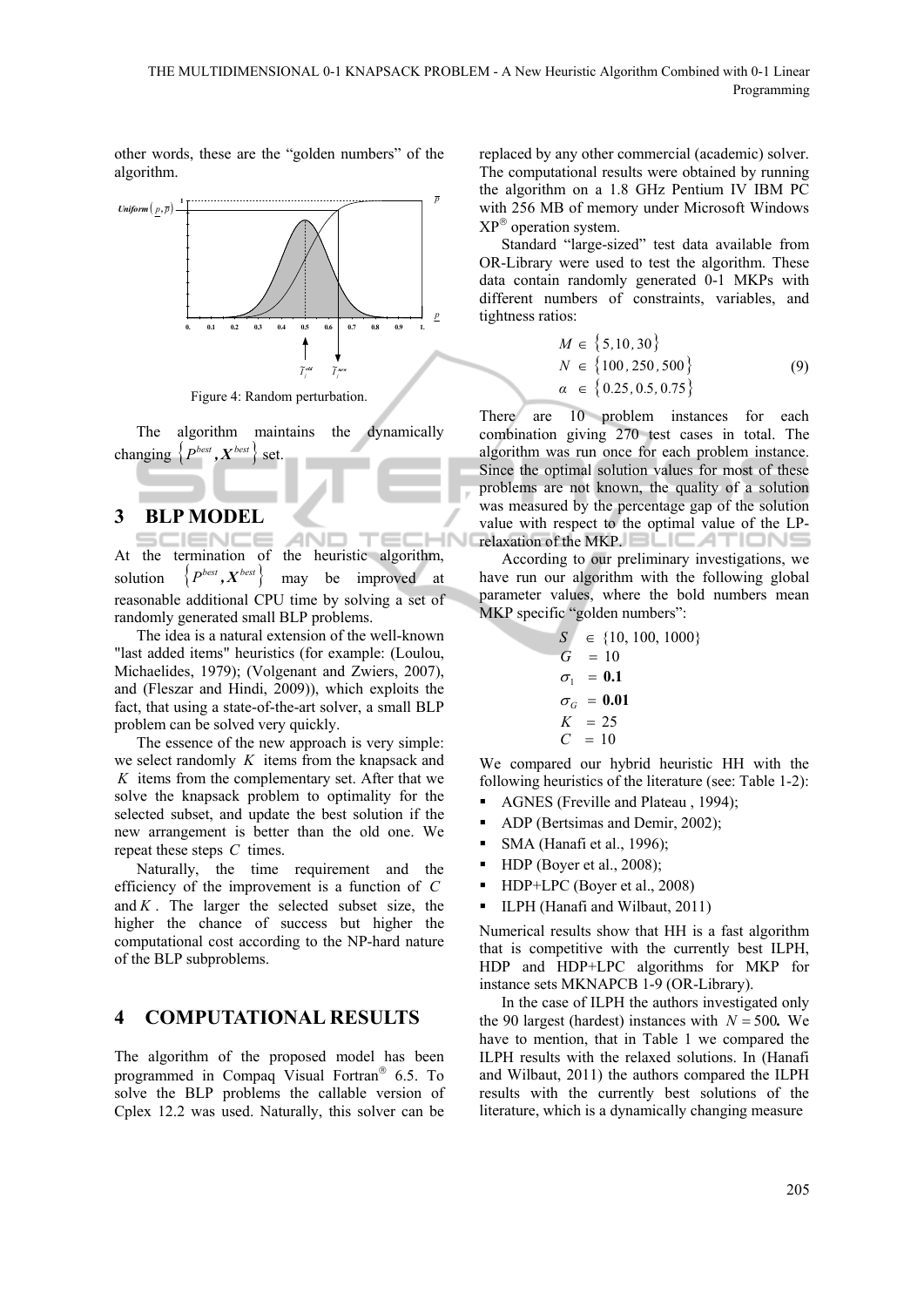other words, these are the "golden numbers" of the algorithm.

Figure 4: Random perturbation.

The algorithm maintains the dynamically changing $\left\{P^{best}, \boldsymbol{X}^{best}\right\}$ set.

## 3 BLP MODEL

At the termination of the heuristic algorithm, solution $\left\{P^{best}, \boldsymbol{X}^{best}\right\}$ may be improved at reasonable additional CPU time by solving a set of randomly generated small BLP problems.

The idea is a natural extension of the well-known "last added items" heuristics (for example: (Loulou, Michaelides, 1979); (Volgenant and Zwiers, 2007), and (Fleszar and Hindi, 2009)), which exploits the fact, that using a state-of-the-art solver, a small BLP problem can be solved very quickly.

The essence of the new approach is very simple: we select randomly $K$ items from the knapsack and $K$ items from the complementary set. After that we solve the knapsack problem to optimality for the selected subset, and update the best solution if the new arrangement is better than the old one. We repeat these steps $C$ times.

Naturally, the time requirement and the efficiency of the improvement is a function of $C$ and $K$. The larger the selected subset size, the higher the chance of success but higher the computational cost according to the NP-hard nature of the BLP subproblems.

## 4 COMPUTATIONAL RESULTS

The algorithm of the proposed model has been programmed in Compaq Visual Fortran® 6.5. To solve the BLP problems the callable version of Cplex 12.2 was used. Naturally, this solver can be replaced by any other commercial (academic) solver. The computational results were obtained by running the algorithm on a 1.8 GHz Pentium IV IBM PC with 256 MB of memory under Microsoft Windows XP® operation system.

Standard "large-sized" test data available from OR-Library were used to test the algorithm. These data contain randomly generated 0-1 MKPs with different numbers of constraints, variables, and tightness ratios:

$$
\begin{aligned}
M &\in \{5, 10, 30\} \\
N &\in \{100, 250, 500\} \\
\alpha &\in \{0.25, 0.5, 0.75\}
\end{aligned} \tag{9}
$$

There are 10 problem instances for each combination giving 270 test cases in total. The algorithm was run once for each problem instance. Since the optimal solution values for most of these problems are not known, the quality of a solution was measured by the percentage gap of the solution value with respect to the optimal value of the LP-relaxation of the MKP.

According to our preliminary investigations, we have run our algorithm with the following global parameter values, where the bold numbers mean MKP specific "golden numbers":

$$
\begin{aligned}
S &\in \{10, 100, 1000\} \\
G &= 10 \\
\sigma_1 &= \mathbf{0.1} \\
\sigma_G &= \mathbf{0.01} \\
K &= 25 \\
C &= 10
\end{aligned}
$$

We compared our hybrid heuristic HH with the following heuristics of the literature (see: Table 1-2):

- AGNES (Freville and Plateau , 1994);
- ADP (Bertsimas and Demir, 2002);
- SMA (Hanafi et al., 1996);
- HDP (Boyer et al., 2008);
- HDP+LPC (Boyer et al., 2008)
- ILPH (Hanafi and Wilbaut, 2011)

Numerical results show that HH is a fast algorithm that is competitive with the currently best ILPH, HDP and HDP+LPC algorithms for MKP for instance sets MKNAPCB 1-9 (OR-Library).

In the case of ILPH the authors investigated only the 90 largest (hardest) instances with $N = 500$. We have to mention, that in Table 1 we compared the ILPH results with the relaxed solutions. In (Hanafi and Wilbaut, 2011) the authors compared the ILPH results with the currently best solutions of the literature, which is a dynamically changing measure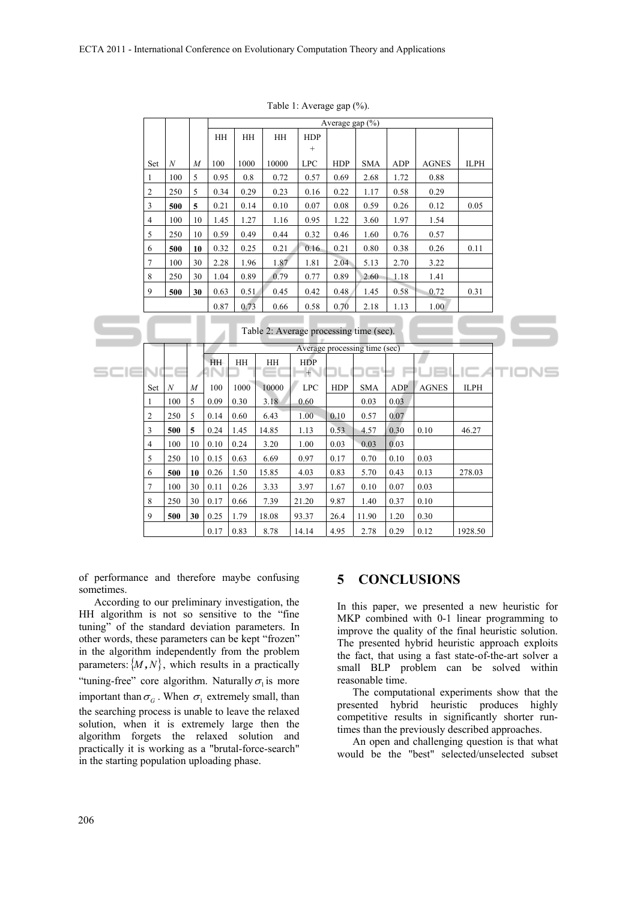Table 1: Average gap (%).

| | | | Average gap (%) | | | | | | | | |
|---|---|---|---|---|---|---|---|---|---|---|---|
| | | | HH | HH | HH | HDP + | | | | | |
| Set | $N$ | $M$ | 100 | 1000 | 10000 | LPC | HDP | SMA | ADP | AGNES | ILPH |
| 1 | 100 | 5 | 0.95 | 0.8 | 0.72 | 0.57 | 0.69 | 2.68 | 1.72 | 0.88 | |
| 2 | 250 | 5 | 0.34 | 0.29 | 0.23 | 0.16 | 0.22 | 1.17 | 0.58 | 0.29 | |
| 3 | **500** | **5** | 0.21 | 0.14 | 0.10 | 0.07 | 0.08 | 0.59 | 0.26 | 0.12 | 0.05 |
| 4 | 100 | 10 | 1.45 | 1.27 | 1.16 | 0.95 | 1.22 | 3.60 | 1.97 | 1.54 | |
| 5 | 250 | 10 | 0.59 | 0.49 | 0.44 | 0.32 | 0.46 | 1.60 | 0.76 | 0.57 | |
| 6 | **500** | **10** | 0.32 | 0.25 | 0.21 | 0.16 | 0.21 | 0.80 | 0.38 | 0.26 | 0.11 |
| 7 | 100 | 30 | 2.28 | 1.96 | 1.87 | 1.81 | 2.04 | 5.13 | 2.70 | 3.22 | |
| 8 | 250 | 30 | 1.04 | 0.89 | 0.79 | 0.77 | 0.89 | 2.60 | 1.18 | 1.41 | |
| 9 | **500** | **30** | 0.63 | 0.51 | 0.45 | 0.42 | 0.48 | 1.45 | 0.58 | 0.72 | 0.31 |
| | | | 0.87 | 0.73 | 0.66 | 0.58 | 0.70 | 2.18 | 1.13 | 1.00 | |

Table 2: Average processing time (sec).

| | | | Average processing time (sec) | | | | | | | | |
|---|---|---|---|---|---|---|---|---|---|---|---|
| | | | HH | HH | HH | HDP + | | | | | |
| Set | $N$ | $M$ | 100 | 1000 | 10000 | LPC | HDP | SMA | ADP | AGNES | ILPH |
| 1 | 100 | 5 | 0.09 | 0.30 | 3.18 | 0.60 | | 0.03 | 0.03 | | |
| 2 | 250 | 5 | 0.14 | 0.60 | 6.43 | 1.00 | 0.10 | 0.57 | 0.07 | | |
| 3 | **500** | **5** | 0.24 | 1.45 | 14.85 | 1.13 | 0.53 | 4.57 | 0.30 | 0.10 | 46.27 |
| 4 | 100 | 10 | 0.10 | 0.24 | 3.20 | 1.00 | 0.03 | 0.03 | 0.03 | | |
| 5 | 250 | 10 | 0.15 | 0.63 | 6.69 | 0.97 | 0.17 | 0.70 | 0.10 | 0.03 | |
| 6 | **500** | **10** | 0.26 | 1.50 | 15.85 | 4.03 | 0.83 | 5.70 | 0.43 | 0.13 | 278.03 |
| 7 | 100 | 30 | 0.11 | 0.26 | 3.33 | 3.97 | 1.67 | 0.10 | 0.07 | 0.03 | |
| 8 | 250 | 30 | 0.17 | 0.66 | 7.39 | 21.20 | 9.87 | 1.40 | 0.37 | 0.10 | |
| 9 | **500** | **30** | 0.25 | 1.79 | 18.08 | 93.37 | 26.4 | 11.90 | 1.20 | 0.30 | |
| | | | 0.17 | 0.83 | 8.78 | 14.14 | 4.95 | 2.78 | 0.29 | 0.12 | 1928.50 |

of performance and therefore maybe confusing sometimes.

According to our preliminary investigation, the HH algorithm is not so sensitive to the "fine tuning" of the standard deviation parameters. In other words, these parameters can be kept "frozen" in the algorithm independently from the problem parameters: $\{M, N\}$, which results in a practically "tuning-free" core algorithm. Naturally $\sigma_1$ is more important than $\sigma_G$. When $\sigma_1$ extremely small, than the searching process is unable to leave the relaxed solution, when it is extremely large then the algorithm forgets the relaxed solution and practically it is working as a "brutal-force-search" in the starting population uploading phase.

## 5 CONCLUSIONS

In this paper, we presented a new heuristic for MKP combined with 0-1 linear programming to improve the quality of the final heuristic solution. The presented hybrid heuristic approach exploits the fact, that using a fast state-of-the-art solver a small BLP problem can be solved within reasonable time.

The computational experiments show that the presented hybrid heuristic produces highly competitive results in significantly shorter run-times than the previously described approaches.

An open and challenging question is that what would be the "best" selected/unselected subset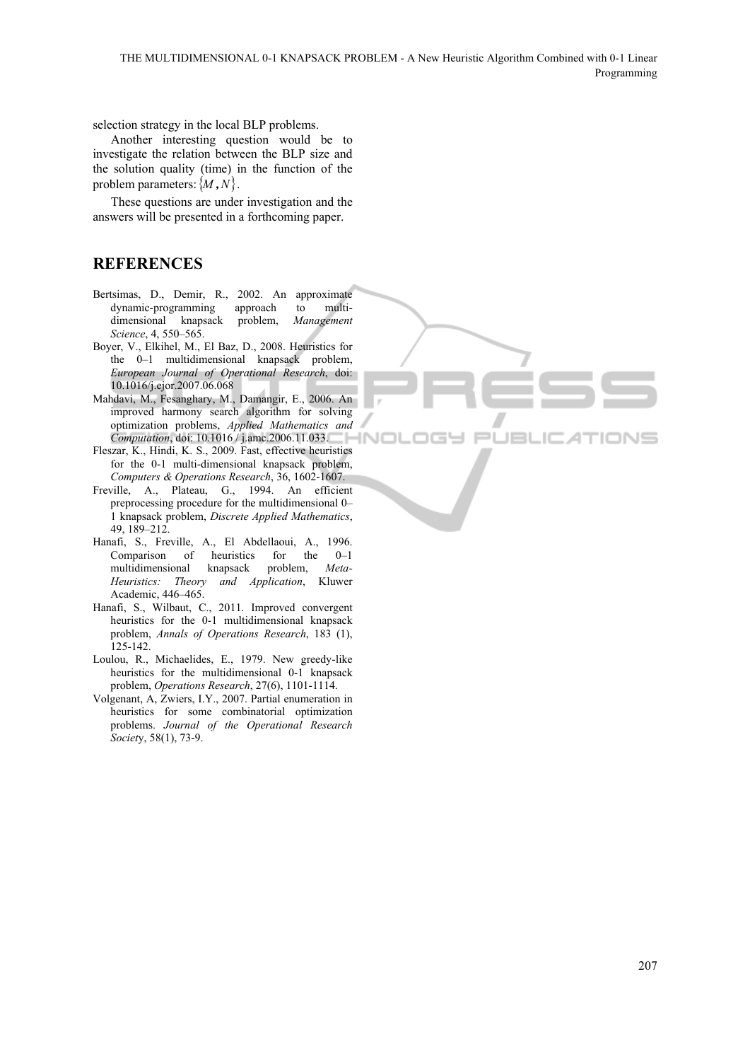selection strategy in the local BLP problems.

Another interesting question would be to investigate the relation between the BLP size and the solution quality (time) in the function of the problem parameters: $\{M, N\}$.

These questions are under investigation and the answers will be presented in a forthcoming paper.

## REFERENCES

Bertsimas, D., Demir, R., 2002. An approximate dynamic-programming approach to multi-dimensional knapsack problem, *Management Science*, 4, 550–565.

Boyer, V., Elkihel, M., El Baz, D., 2008. Heuristics for the 0–1 multidimensional knapsack problem, *European Journal of Operational Research*, doi: 10.1016/j.ejor.2007.06.068

Mahdavi, M., Fesanghary, M., Damangir, E., 2006. An improved harmony search algorithm for solving optimization problems, *Applied Mathematics and Computation*, doi: 10.1016 / j.amc.2006.11.033.

Fleszar, K., Hindi, K. S., 2009. Fast, effective heuristics for the 0-1 multi-dimensional knapsack problem, *Computers & Operations Research*, 36, 1602-1607.

Freville, A., Plateau, G., 1994. An efficient preprocessing procedure for the multidimensional 0–1 knapsack problem, *Discrete Applied Mathematics*, 49, 189–212.

Hanafi, S., Freville, A., El Abdellaoui, A., 1996. Comparison of heuristics for the 0–1 multidimensional knapsack problem, *Meta-Heuristics: Theory and Application*, Kluwer Academic, 446–465.

Hanafi, S., Wilbaut, C., 2011. Improved convergent heuristics for the 0-1 multidimensional knapsack problem, *Annals of Operations Research*, 183 (1), 125-142.

Loulou, R., Michaelides, E., 1979. New greedy-like heuristics for the multidimensional 0-1 knapsack problem, *Operations Research*, 27(6), 1101-1114.

Volgenant, A, Zwiers, I.Y., 2007. Partial enumeration in heuristics for some combinatorial optimization problems. *Journal of the Operational Research Society*, 58(1), 73-9.